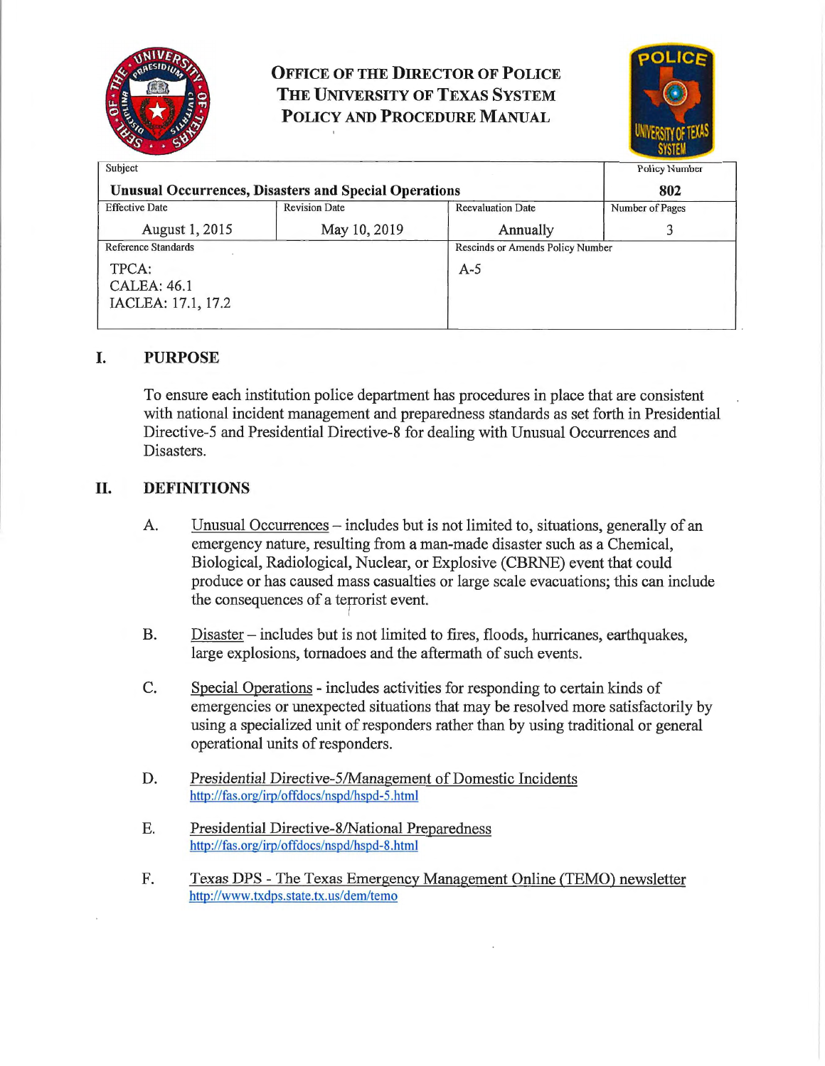# OFFICE OF THE DIRECTOR OF POLICE
# THE UNIVERSITY OF TEXAS SYSTEM
# POLICY AND PROCEDURE MANUAL

| Subject | | | Policy Number |
|---|---|---|---|
| **Unusual Occurrences, Disasters and Special Operations** | | | **802** |
| Effective Date | Revision Date | Reevaluation Date | Number of Pages |
| August 1, 2015 | May 10, 2019 | Annually | 3 |
| Reference Standards | | Rescinds or Amends Policy Number | |
| TPCA:<br>CALEA: 46.1<br>IACLEA: 17.1, 17.2 | | A-5 | |

## I. PURPOSE

To ensure each institution police department has procedures in place that are consistent with national incident management and preparedness standards as set forth in Presidential Directive-5 and Presidential Directive-8 for dealing with Unusual Occurrences and Disasters.

## II. DEFINITIONS

A. Unusual Occurrences – includes but is not limited to, situations, generally of an emergency nature, resulting from a man-made disaster such as a Chemical, Biological, Radiological, Nuclear, or Explosive (CBRNE) event that could produce or has caused mass casualties or large scale evacuations; this can include the consequences of a terrorist event.

B. Disaster – includes but is not limited to fires, floods, hurricanes, earthquakes, large explosions, tornadoes and the aftermath of such events.

C. Special Operations - includes activities for responding to certain kinds of emergencies or unexpected situations that may be resolved more satisfactorily by using a specialized unit of responders rather than by using traditional or general operational units of responders.

D. Presidential Directive-5/Management of Domestic Incidents
http://fas.org/irp/offdocs/nspd/hspd-5.html

E. Presidential Directive-8/National Preparedness
http://fas.org/irp/offdocs/nspd/hspd-8.html

F. Texas DPS - The Texas Emergency Management Online (TEMO) newsletter
http://www.txdps.state.tx.us/dem/temo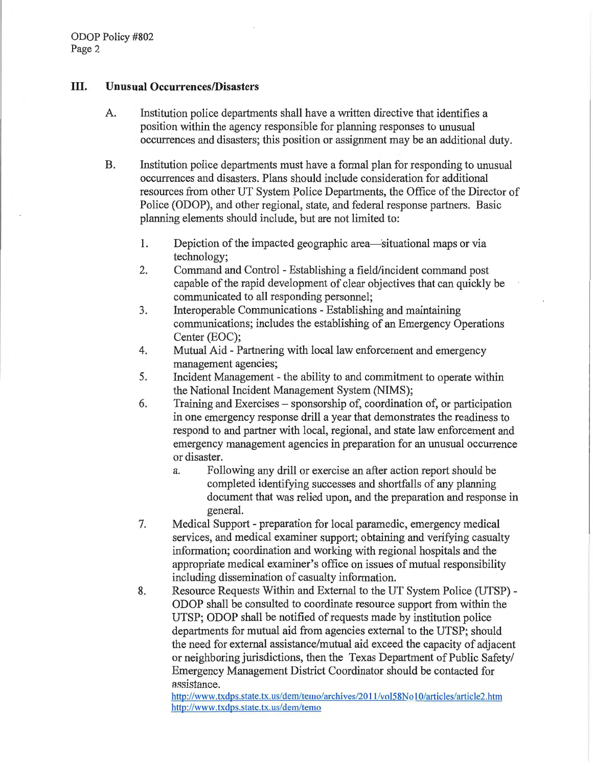## III. Unusual Occurrences/Disasters

A. Institution police departments shall have a written directive that identifies a position within the agency responsible for planning responses to unusual occurrences and disasters; this position or assignment may be an additional duty.

B. Institution police departments must have a formal plan for responding to unusual occurrences and disasters. Plans should include consideration for additional resources from other UT System Police Departments, the Office of the Director of Police (ODOP), and other regional, state, and federal response partners. Basic planning elements should include, but are not limited to:

1. Depiction of the impacted geographic area—situational maps or via technology;
2. Command and Control - Establishing a field/incident command post capable of the rapid development of clear objectives that can quickly be communicated to all responding personnel;
3. Interoperable Communications - Establishing and maintaining communications; includes the establishing of an Emergency Operations Center (EOC);
4. Mutual Aid - Partnering with local law enforcement and emergency management agencies;
5. Incident Management - the ability to and commitment to operate within the National Incident Management System (NIMS);
6. Training and Exercises – sponsorship of, coordination of, or participation in one emergency response drill a year that demonstrates the readiness to respond to and partner with local, regional, and state law enforcement and emergency management agencies in preparation for an unusual occurrence or disaster.
   a. Following any drill or exercise an after action report should be completed identifying successes and shortfalls of any planning document that was relied upon, and the preparation and response in general.
7. Medical Support - preparation for local paramedic, emergency medical services, and medical examiner support; obtaining and verifying casualty information; coordination and working with regional hospitals and the appropriate medical examiner's office on issues of mutual responsibility including dissemination of casualty information.
8. Resource Requests Within and External to the UT System Police (UTSP) - ODOP shall be consulted to coordinate resource support from within the UTSP; ODOP shall be notified of requests made by institution police departments for mutual aid from agencies external to the UTSP; should the need for external assistance/mutual aid exceed the capacity of adjacent or neighboring jurisdictions, then the Texas Department of Public Safety/ Emergency Management District Coordinator should be contacted for assistance.
   http://www.txdps.state.tx.us/dem/temo/archives/2011/vol58No10/articles/article2.htm
   http://www.txdps.state.tx.us/dem/temo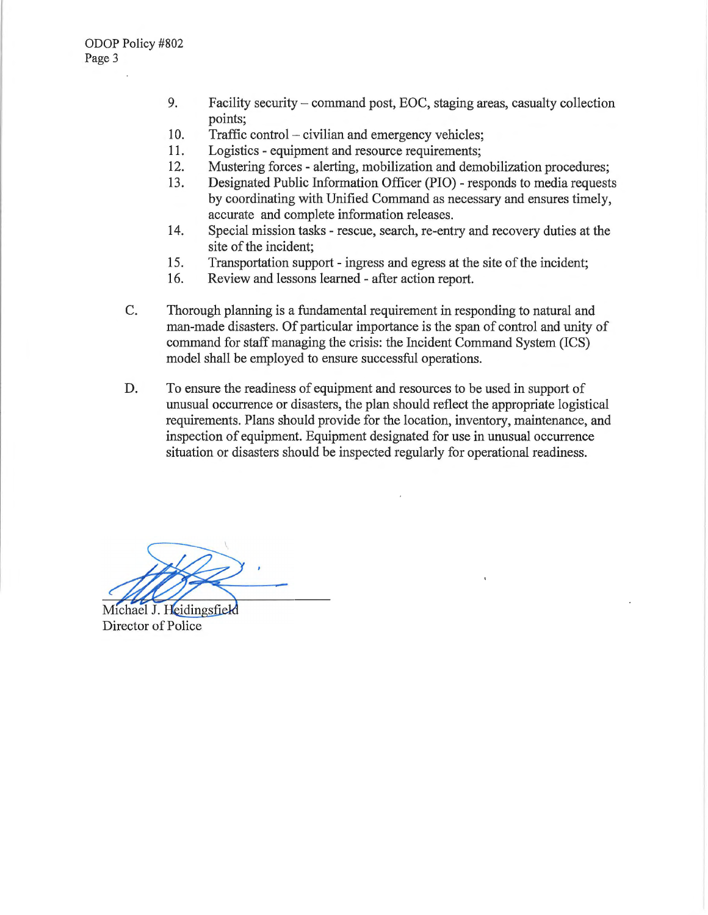9. Facility security – command post, EOC, staging areas, casualty collection points;
10. Traffic control – civilian and emergency vehicles;
11. Logistics - equipment and resource requirements;
12. Mustering forces - alerting, mobilization and demobilization procedures;
13. Designated Public Information Officer (PIO) - responds to media requests by coordinating with Unified Command as necessary and ensures timely, accurate and complete information releases.
14. Special mission tasks - rescue, search, re-entry and recovery duties at the site of the incident;
15. Transportation support - ingress and egress at the site of the incident;
16. Review and lessons learned - after action report.

C. Thorough planning is a fundamental requirement in responding to natural and man-made disasters. Of particular importance is the span of control and unity of command for staff managing the crisis: the Incident Command System (ICS) model shall be employed to ensure successful operations.

D. To ensure the readiness of equipment and resources to be used in support of unusual occurrence or disasters, the plan should reflect the appropriate logistical requirements. Plans should provide for the location, inventory, maintenance, and inspection of equipment. Equipment designated for use in unusual occurrence situation or disasters should be inspected regularly for operational readiness.

Michael J. Heidingsfield
Director of Police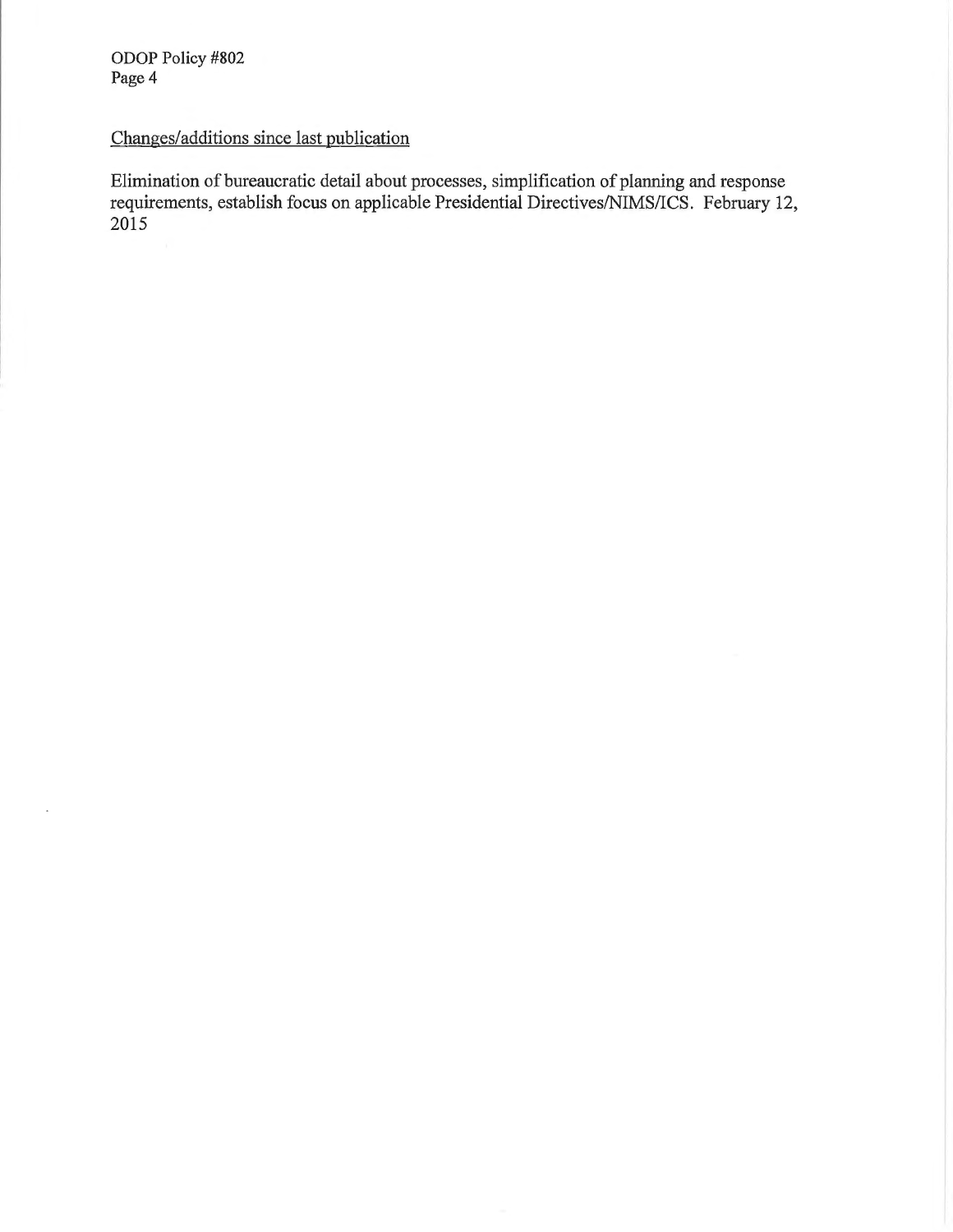Changes/additions since last publication

Elimination of bureaucratic detail about processes, simplification of planning and response requirements, establish focus on applicable Presidential Directives/NIMS/ICS. February 12, 2015